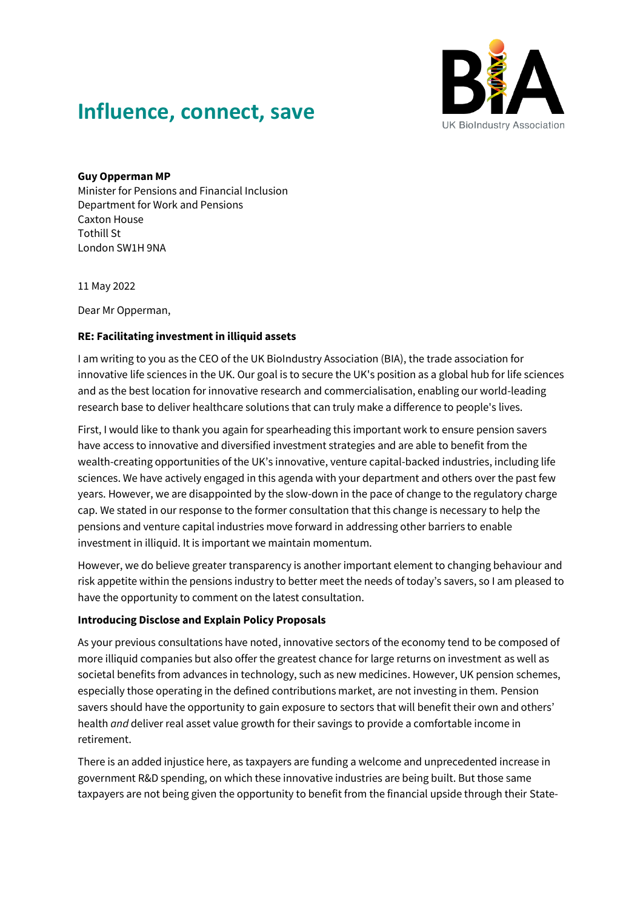# Influence, connect, save

UK BioIndustry Association

**Guy Opperman MP**
Minister for Pensions and Financial Inclusion
Department for Work and Pensions
Caxton House
Tothill St
London SW1H 9NA

11 May 2022

Dear Mr Opperman,

**RE: Facilitating investment in illiquid assets**

I am writing to you as the CEO of the UK BioIndustry Association (BIA), the trade association for innovative life sciences in the UK. Our goal is to secure the UK's position as a global hub for life sciences and as the best location for innovative research and commercialisation, enabling our world-leading research base to deliver healthcare solutions that can truly make a difference to people's lives.

First, I would like to thank you again for spearheading this important work to ensure pension savers have access to innovative and diversified investment strategies and are able to benefit from the wealth-creating opportunities of the UK's innovative, venture capital-backed industries, including life sciences. We have actively engaged in this agenda with your department and others over the past few years. However, we are disappointed by the slow-down in the pace of change to the regulatory charge cap. We stated in our response to the former consultation that this change is necessary to help the pensions and venture capital industries move forward in addressing other barriers to enable investment in illiquid. It is important we maintain momentum.

However, we do believe greater transparency is another important element to changing behaviour and risk appetite within the pensions industry to better meet the needs of today's savers, so I am pleased to have the opportunity to comment on the latest consultation.

**Introducing Disclose and Explain Policy Proposals**

As your previous consultations have noted, innovative sectors of the economy tend to be composed of more illiquid companies but also offer the greatest chance for large returns on investment as well as societal benefits from advances in technology, such as new medicines. However, UK pension schemes, especially those operating in the defined contributions market, are not investing in them. Pension savers should have the opportunity to gain exposure to sectors that will benefit their own and others' health *and* deliver real asset value growth for their savings to provide a comfortable income in retirement.

There is an added injustice here, as taxpayers are funding a welcome and unprecedented increase in government R&D spending, on which these innovative industries are being built. But those same taxpayers are not being given the opportunity to benefit from the financial upside through their State-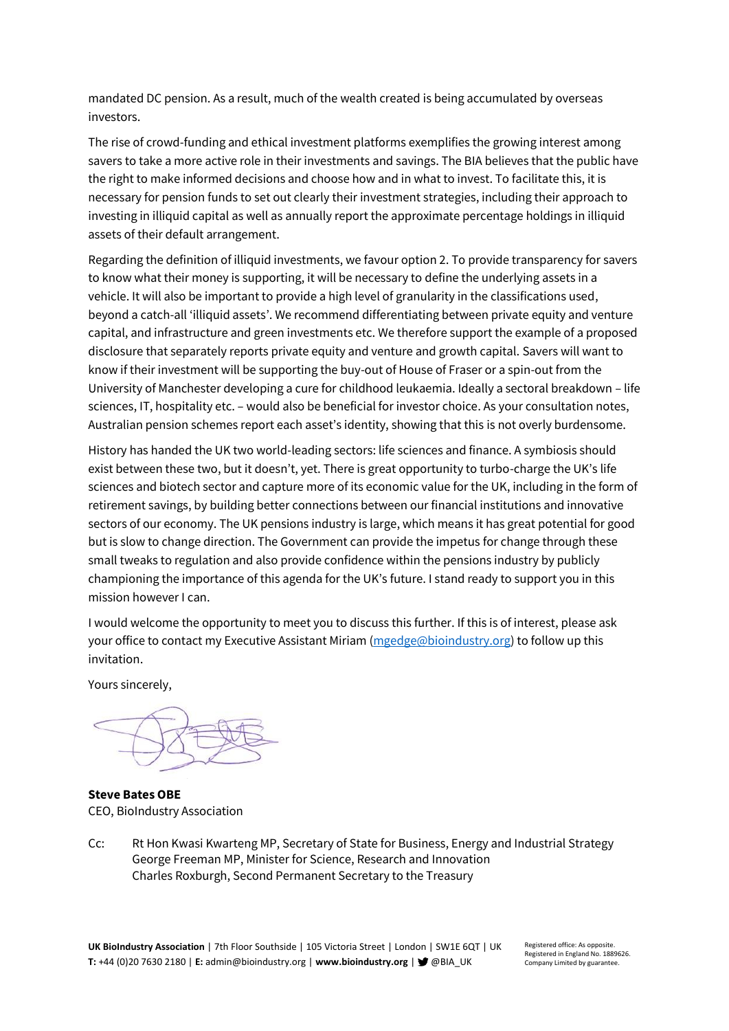mandated DC pension. As a result, much of the wealth created is being accumulated by overseas investors.

The rise of crowd-funding and ethical investment platforms exemplifies the growing interest among savers to take a more active role in their investments and savings. The BIA believes that the public have the right to make informed decisions and choose how and in what to invest. To facilitate this, it is necessary for pension funds to set out clearly their investment strategies, including their approach to investing in illiquid capital as well as annually report the approximate percentage holdings in illiquid assets of their default arrangement.

Regarding the definition of illiquid investments, we favour option 2. To provide transparency for savers to know what their money is supporting, it will be necessary to define the underlying assets in a vehicle. It will also be important to provide a high level of granularity in the classifications used, beyond a catch-all 'illiquid assets'. We recommend differentiating between private equity and venture capital, and infrastructure and green investments etc. We therefore support the example of a proposed disclosure that separately reports private equity and venture and growth capital. Savers will want to know if their investment will be supporting the buy-out of House of Fraser or a spin-out from the University of Manchester developing a cure for childhood leukaemia. Ideally a sectoral breakdown – life sciences, IT, hospitality etc. – would also be beneficial for investor choice. As your consultation notes, Australian pension schemes report each asset's identity, showing that this is not overly burdensome.

History has handed the UK two world-leading sectors: life sciences and finance. A symbiosis should exist between these two, but it doesn't, yet. There is great opportunity to turbo-charge the UK's life sciences and biotech sector and capture more of its economic value for the UK, including in the form of retirement savings, by building better connections between our financial institutions and innovative sectors of our economy. The UK pensions industry is large, which means it has great potential for good but is slow to change direction. The Government can provide the impetus for change through these small tweaks to regulation and also provide confidence within the pensions industry by publicly championing the importance of this agenda for the UK's future. I stand ready to support you in this mission however I can.

I would welcome the opportunity to meet you to discuss this further. If this is of interest, please ask your office to contact my Executive Assistant Miriam (mgedge@bioindustry.org) to follow up this invitation.

Yours sincerely,

**Steve Bates OBE**
CEO, BioIndustry Association

Cc: Rt Hon Kwasi Kwarteng MP, Secretary of State for Business, Energy and Industrial Strategy
George Freeman MP, Minister for Science, Research and Innovation
Charles Roxburgh, Second Permanent Secretary to the Treasury

**UK BioIndustry Association** | 7th Floor Southside | 105 Victoria Street | London | SW1E 6QT | UK
**T:** +44 (0)20 7630 2180 | **E:** admin@bioindustry.org | **www.bioindustry.org** | @BIA_UK

Registered office: As opposite.
Registered in England No. 1889626.
Company Limited by guarantee.